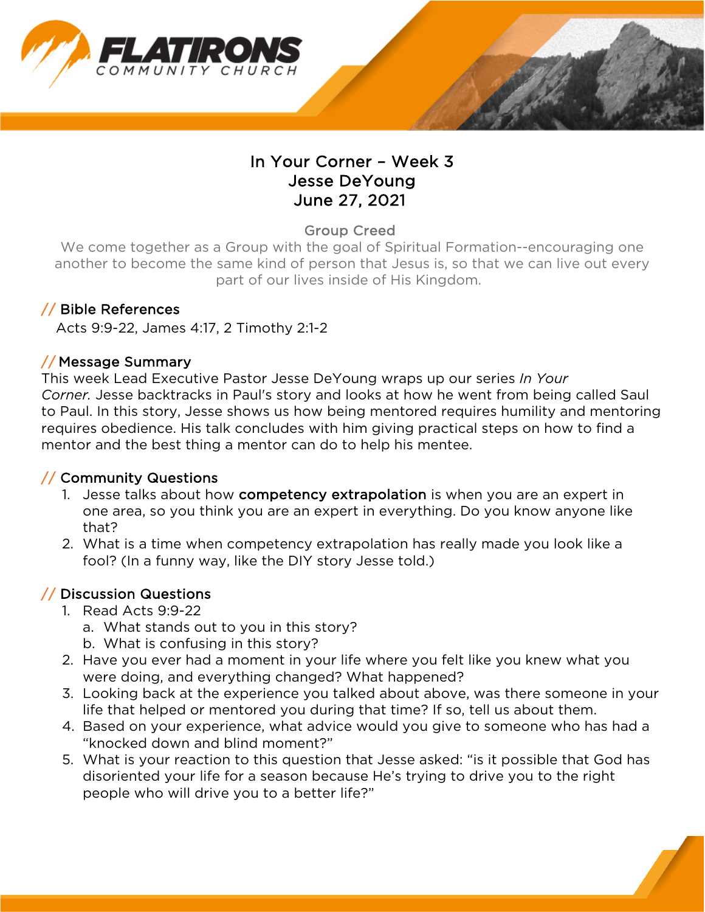# In Your Corner – Week 3
## Jesse DeYoung
## June 27, 2021

**Group Creed**

We come together as a Group with the goal of Spiritual Formation--encouraging one another to become the same kind of person that Jesus is, so that we can live out every part of our lives inside of His Kingdom.

## // Bible References

Acts 9:9-22, James 4:17, 2 Timothy 2:1-2

## // Message Summary

This week Lead Executive Pastor Jesse DeYoung wraps up our series *In Your Corner.* Jesse backtracks in Paul's story and looks at how he went from being called Saul to Paul. In this story, Jesse shows us how being mentored requires humility and mentoring requires obedience. His talk concludes with him giving practical steps on how to find a mentor and the best thing a mentor can do to help his mentee.

## // Community Questions

1. Jesse talks about how **competency extrapolation** is when you are an expert in one area, so you think you are an expert in everything. Do you know anyone like that?
2. What is a time when competency extrapolation has really made you look like a fool? (In a funny way, like the DIY story Jesse told.)

## // Discussion Questions

1. Read Acts 9:9-22
   a. What stands out to you in this story?
   b. What is confusing in this story?
2. Have you ever had a moment in your life where you felt like you knew what you were doing, and everything changed? What happened?
3. Looking back at the experience you talked about above, was there someone in your life that helped or mentored you during that time? If so, tell us about them.
4. Based on your experience, what advice would you give to someone who has had a "knocked down and blind moment?"
5. What is your reaction to this question that Jesse asked: "is it possible that God has disoriented your life for a season because He's trying to drive you to the right people who will drive you to a better life?"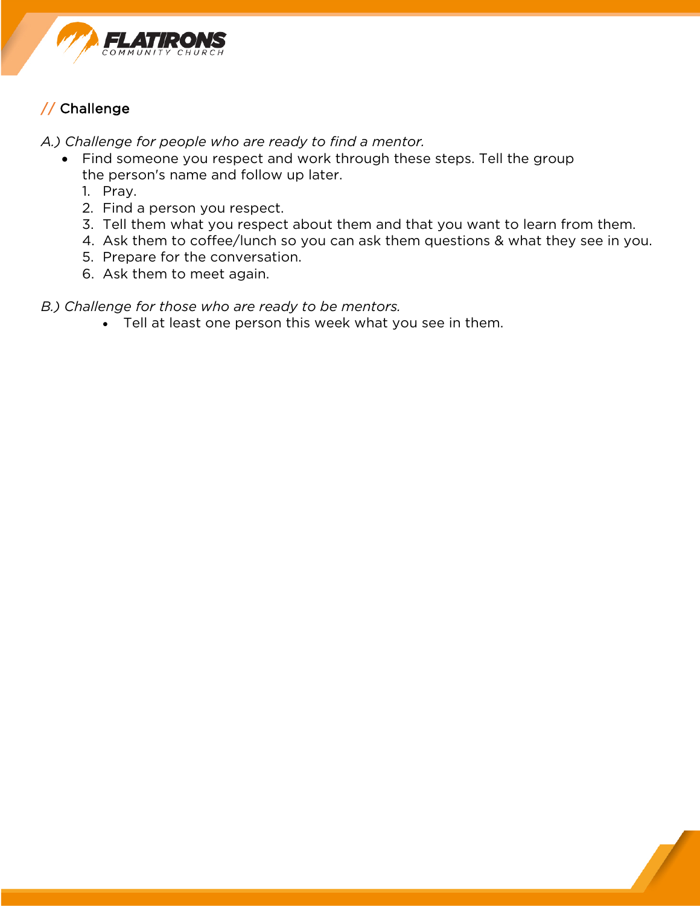## // Challenge

*A.) Challenge for people who are ready to find a mentor.*

- Find someone you respect and work through these steps. Tell the group the person's name and follow up later.
  1. Pray.
  2. Find a person you respect.
  3. Tell them what you respect about them and that you want to learn from them.
  4. Ask them to coffee/lunch so you can ask them questions & what they see in you.
  5. Prepare for the conversation.
  6. Ask them to meet again.

*B.) Challenge for those who are ready to be mentors.*

- Tell at least one person this week what you see in them.